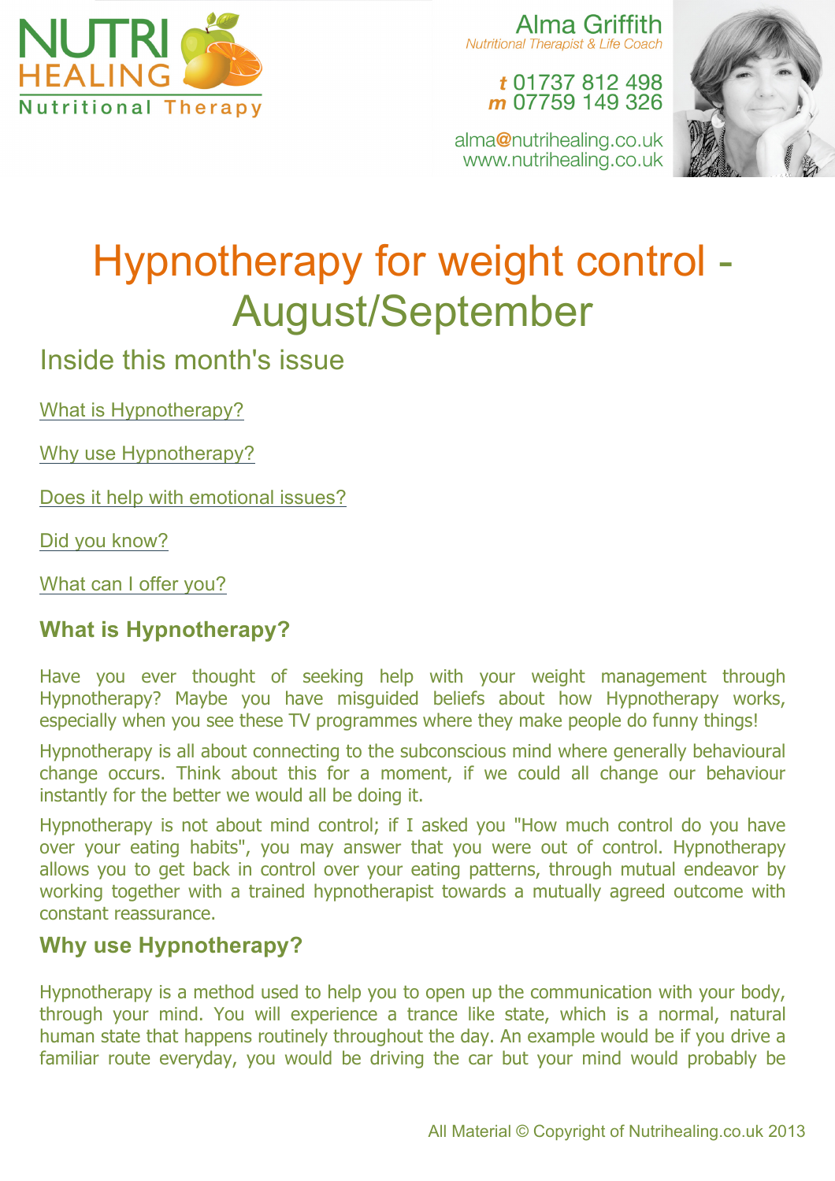NUTRI HEALING
Nutritional Therapy

Alma Griffith
*Nutritional Therapist & Life Coach*

*t* 01737 812 498
*m* 07759 149 326

alma@nutrihealing.co.uk
www.nutrihealing.co.uk

# Hypnotherapy for weight control - August/September

## Inside this month's issue

What is Hypnotherapy?

Why use Hypnotherapy?

Does it help with emotional issues?

Did you know?

What can I offer you?

### What is Hypnotherapy?

Have you ever thought of seeking help with your weight management through Hypnotherapy? Maybe you have misguided beliefs about how Hypnotherapy works, especially when you see these TV programmes where they make people do funny things!

Hypnotherapy is all about connecting to the subconscious mind where generally behavioural change occurs. Think about this for a moment, if we could all change our behaviour instantly for the better we would all be doing it.

Hypnotherapy is not about mind control; if I asked you "How much control do you have over your eating habits", you may answer that you were out of control. Hypnotherapy allows you to get back in control over your eating patterns, through mutual endeavor by working together with a trained hypnotherapist towards a mutually agreed outcome with constant reassurance.

### Why use Hypnotherapy?

Hypnotherapy is a method used to help you to open up the communication with your body, through your mind. You will experience a trance like state, which is a normal, natural human state that happens routinely throughout the day. An example would be if you drive a familiar route everyday, you would be driving the car but your mind would probably be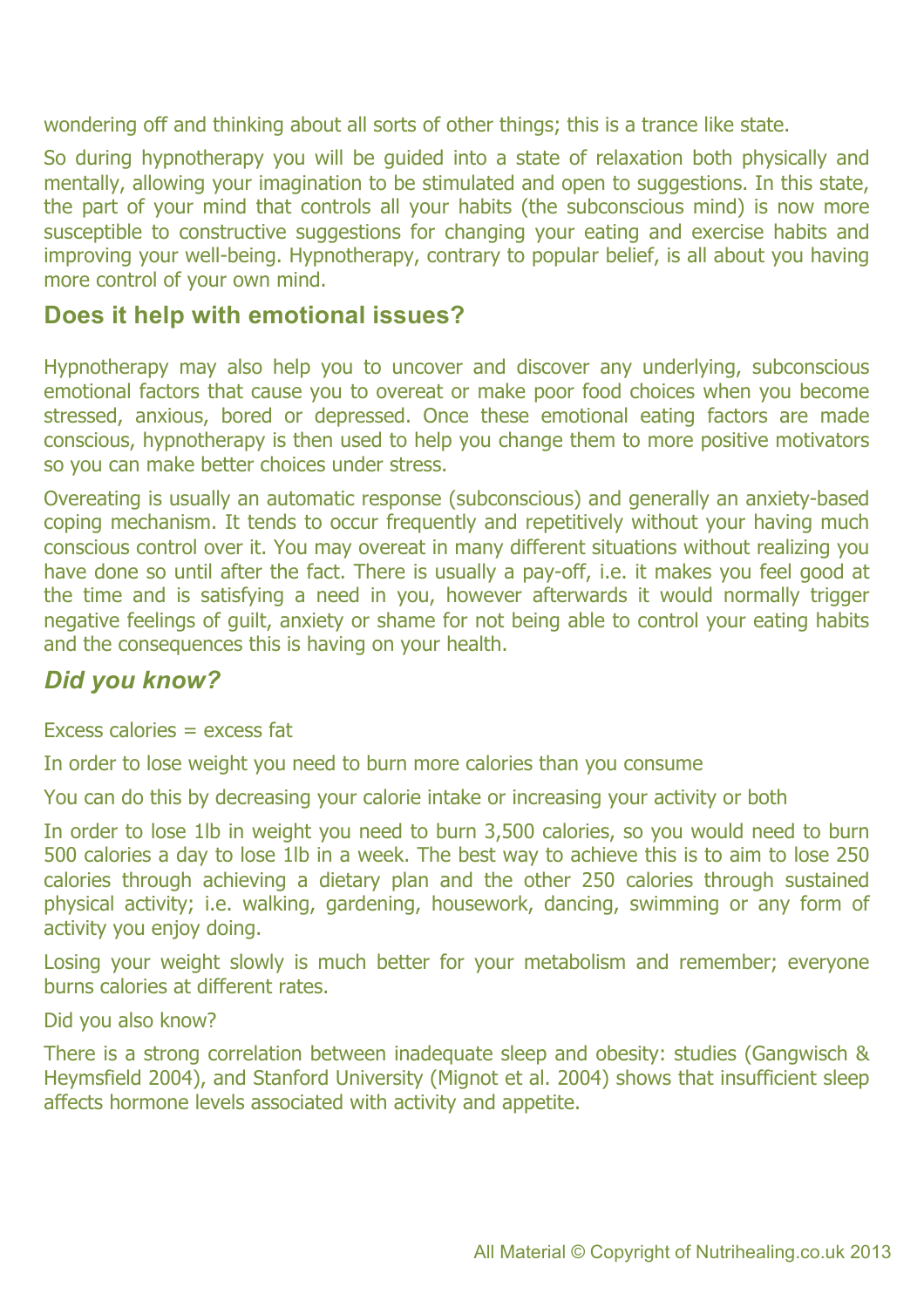wondering off and thinking about all sorts of other things; this is a trance like state.

So during hypnotherapy you will be guided into a state of relaxation both physically and mentally, allowing your imagination to be stimulated and open to suggestions. In this state, the part of your mind that controls all your habits (the subconscious mind) is now more susceptible to constructive suggestions for changing your eating and exercise habits and improving your well-being. Hypnotherapy, contrary to popular belief, is all about you having more control of your own mind.

## Does it help with emotional issues?

Hypnotherapy may also help you to uncover and discover any underlying, subconscious emotional factors that cause you to overeat or make poor food choices when you become stressed, anxious, bored or depressed. Once these emotional eating factors are made conscious, hypnotherapy is then used to help you change them to more positive motivators so you can make better choices under stress.

Overeating is usually an automatic response (subconscious) and generally an anxiety-based coping mechanism. It tends to occur frequently and repetitively without your having much conscious control over it. You may overeat in many different situations without realizing you have done so until after the fact. There is usually a pay-off, i.e. it makes you feel good at the time and is satisfying a need in you, however afterwards it would normally trigger negative feelings of guilt, anxiety or shame for not being able to control your eating habits and the consequences this is having on your health.

## *Did you know?*

Excess calories = excess fat

In order to lose weight you need to burn more calories than you consume

You can do this by decreasing your calorie intake or increasing your activity or both

In order to lose 1lb in weight you need to burn 3,500 calories, so you would need to burn 500 calories a day to lose 1lb in a week. The best way to achieve this is to aim to lose 250 calories through achieving a dietary plan and the other 250 calories through sustained physical activity; i.e. walking, gardening, housework, dancing, swimming or any form of activity you enjoy doing.

Losing your weight slowly is much better for your metabolism and remember; everyone burns calories at different rates.

Did you also know?

There is a strong correlation between inadequate sleep and obesity: studies (Gangwisch & Heymsfield 2004), and Stanford University (Mignot et al. 2004) shows that insufficient sleep affects hormone levels associated with activity and appetite.

All Material © Copyright of Nutrihealing.co.uk 2013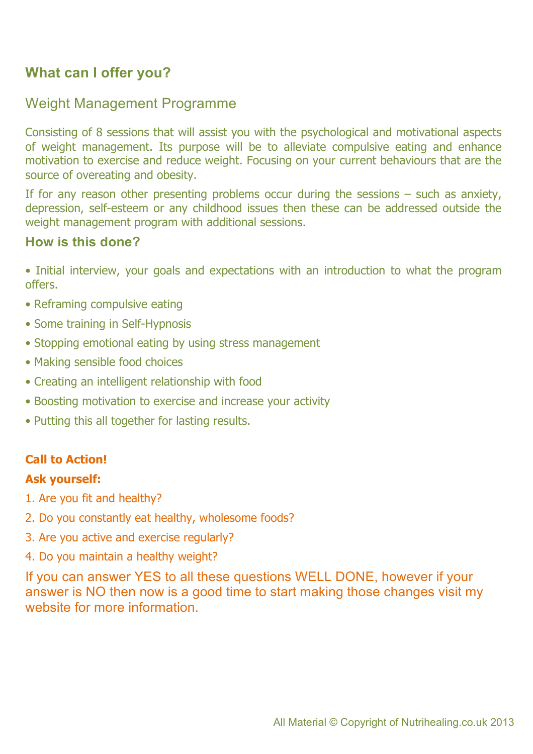## What can I offer you?

### Weight Management Programme

Consisting of 8 sessions that will assist you with the psychological and motivational aspects of weight management. Its purpose will be to alleviate compulsive eating and enhance motivation to exercise and reduce weight. Focusing on your current behaviours that are the source of overeating and obesity.

If for any reason other presenting problems occur during the sessions – such as anxiety, depression, self-esteem or any childhood issues then these can be addressed outside the weight management program with additional sessions.

## How is this done?

- Initial interview, your goals and expectations with an introduction to what the program offers.
- Reframing compulsive eating
- Some training in Self-Hypnosis
- Stopping emotional eating by using stress management
- Making sensible food choices
- Creating an intelligent relationship with food
- Boosting motivation to exercise and increase your activity
- Putting this all together for lasting results.

**Call to Action!**

**Ask yourself:**

1. Are you fit and healthy?
2. Do you constantly eat healthy, wholesome foods?
3. Are you active and exercise regularly?
4. Do you maintain a healthy weight?

If you can answer YES to all these questions WELL DONE, however if your answer is NO then now is a good time to start making those changes visit my website for more information.

All Material © Copyright of Nutrihealing.co.uk 2013